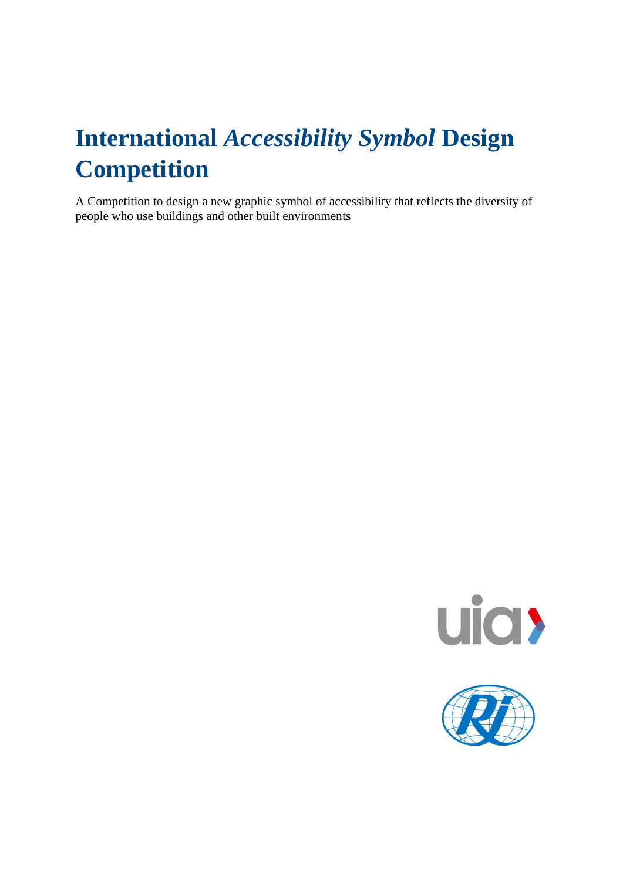# International *Accessibility Symbol* Design Competition

A Competition to design a new graphic symbol of accessibility that reflects the diversity of people who use buildings and other built environments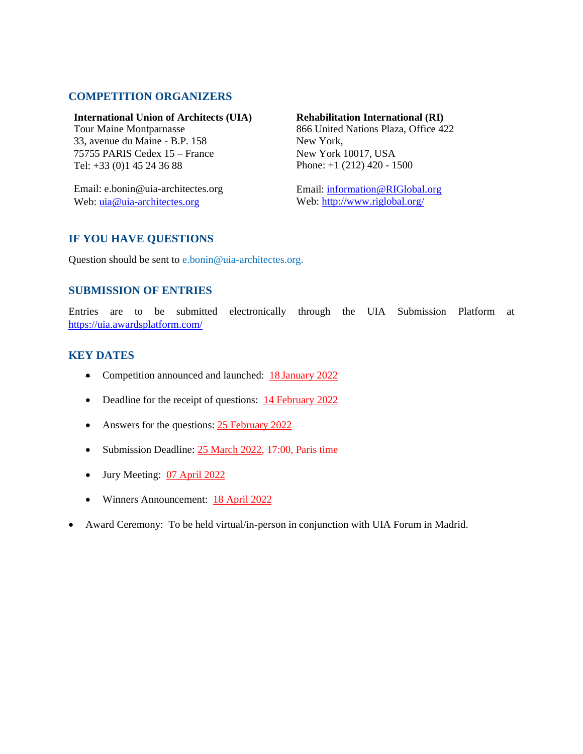## COMPETITION ORGANIZERS

**International Union of Architects (UIA)**
Tour Maine Montparnasse
33, avenue du Maine - B.P. 158
75755 PARIS Cedex 15 – France
Tel: +33 (0)1 45 24 36 88

Email: e.bonin@uia-architectes.org
Web: uia@uia-architectes.org

**Rehabilitation International (RI)**
866 United Nations Plaza, Office 422
New York,
New York 10017, USA
Phone: +1 (212) 420 - 1500

Email: information@RIGlobal.org
Web: http://www.riglobal.org/

## IF YOU HAVE QUESTIONS

Question should be sent to e.bonin@uia-architectes.org.

## SUBMISSION OF ENTRIES

Entries are to be submitted electronically through the UIA Submission Platform at https://uia.awardsplatform.com/

## KEY DATES

- Competition announced and launched: 18 January 2022
- Deadline for the receipt of questions: 14 February 2022
- Answers for the questions: 25 February 2022
- Submission Deadline: 25 March 2022, 17:00, Paris time
- Jury Meeting: 07 April 2022
- Winners Announcement: 18 April 2022
- Award Ceremony: To be held virtual/in-person in conjunction with UIA Forum in Madrid.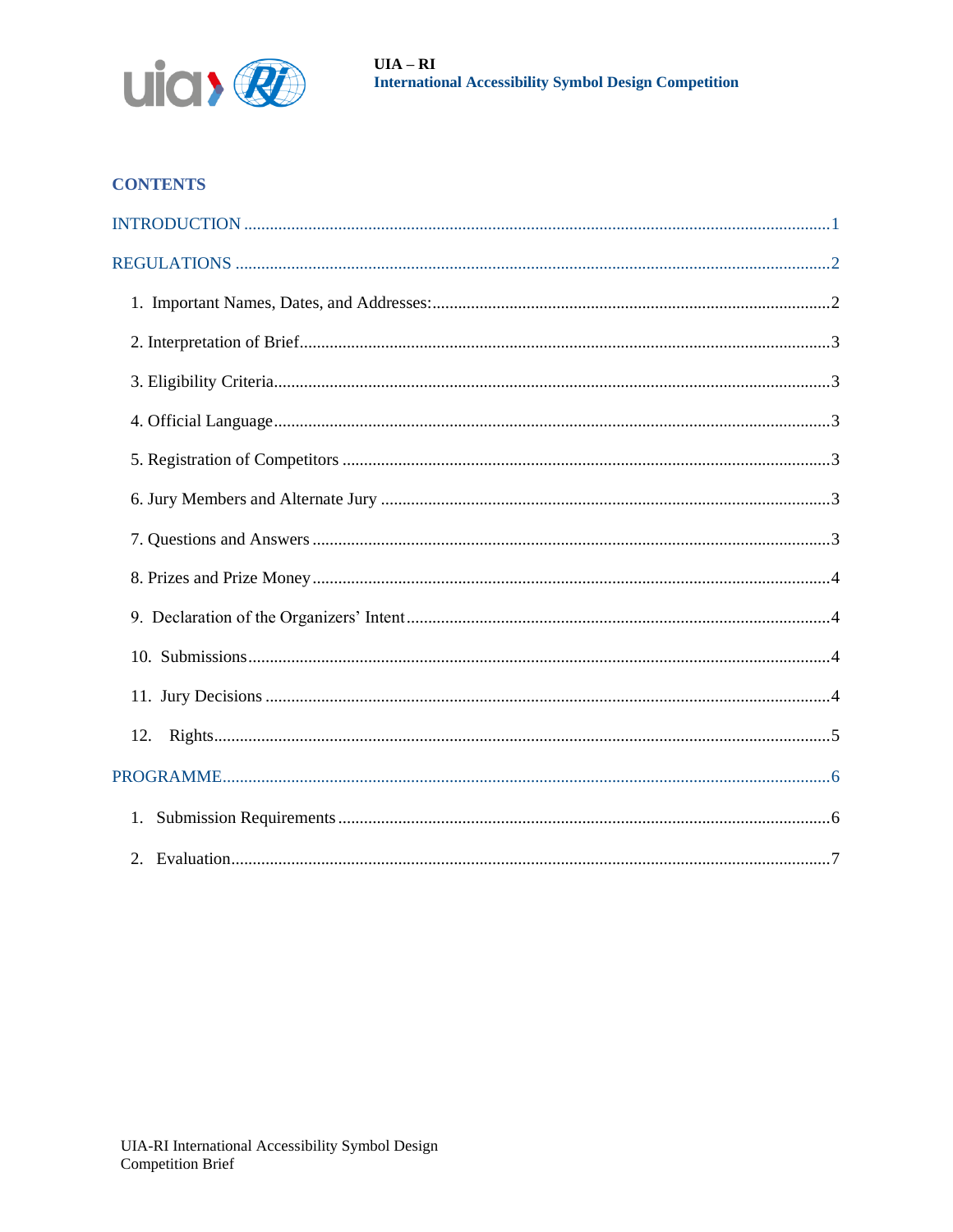## CONTENTS

INTRODUCTION ........................................................................................................................1

REGULATIONS ........................................................................................................................2

1. Important Names, Dates, and Addresses: ........................................................................2
2. Interpretation of Brief .........................................................................................................3
3. Eligibility Criteria ...............................................................................................................3
4. Official Language ...............................................................................................................3
5. Registration of Competitors ................................................................................................3
6. Jury Members and Alternate Jury .......................................................................................3
7. Questions and Answers .......................................................................................................3
8. Prizes and Prize Money .......................................................................................................4
9. Declaration of the Organizers' Intent ..................................................................................4
10. Submissions ........................................................................................................................4
11. Jury Decisions ....................................................................................................................4
12. Rights ..................................................................................................................................5

PROGRAMME ............................................................................................................................6

1. Submission Requirements ...................................................................................................6
2. Evaluation ............................................................................................................................7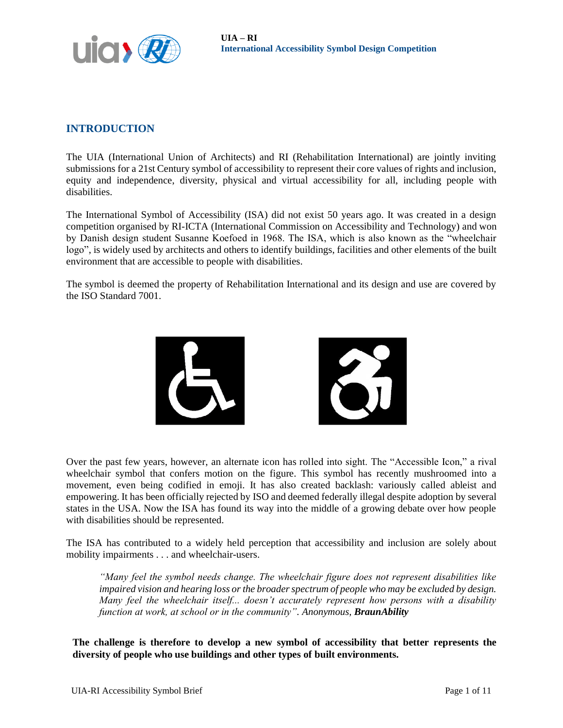## INTRODUCTION

The UIA (International Union of Architects) and RI (Rehabilitation International) are jointly inviting submissions for a 21st Century symbol of accessibility to represent their core values of rights and inclusion, equity and independence, diversity, physical and virtual accessibility for all, including people with disabilities.

The International Symbol of Accessibility (ISA) did not exist 50 years ago. It was created in a design competition organised by RI-ICTA (International Commission on Accessibility and Technology) and won by Danish design student Susanne Koefoed in 1968. The ISA, which is also known as the "wheelchair logo", is widely used by architects and others to identify buildings, facilities and other elements of the built environment that are accessible to people with disabilities.

The symbol is deemed the property of Rehabilitation International and its design and use are covered by the ISO Standard 7001.

Over the past few years, however, an alternate icon has rolled into sight. The "Accessible Icon," a rival wheelchair symbol that confers motion on the figure. This symbol has recently mushroomed into a movement, even being codified in emoji. It has also created backlash: variously called ableist and empowering. It has been officially rejected by ISO and deemed federally illegal despite adoption by several states in the USA. Now the ISA has found its way into the middle of a growing debate over how people with disabilities should be represented.

The ISA has contributed to a widely held perception that accessibility and inclusion are solely about mobility impairments . . . and wheelchair-users.

> *"Many feel the symbol needs change. The wheelchair figure does not represent disabilities like impaired vision and hearing loss or the broader spectrum of people who may be excluded by design. Many feel the wheelchair itself... doesn't accurately represent how persons with a disability function at work, at school or in the community".* Anonymous, ***BraunAbility***

**The challenge is therefore to develop a new symbol of accessibility that better represents the diversity of people who use buildings and other types of built environments.**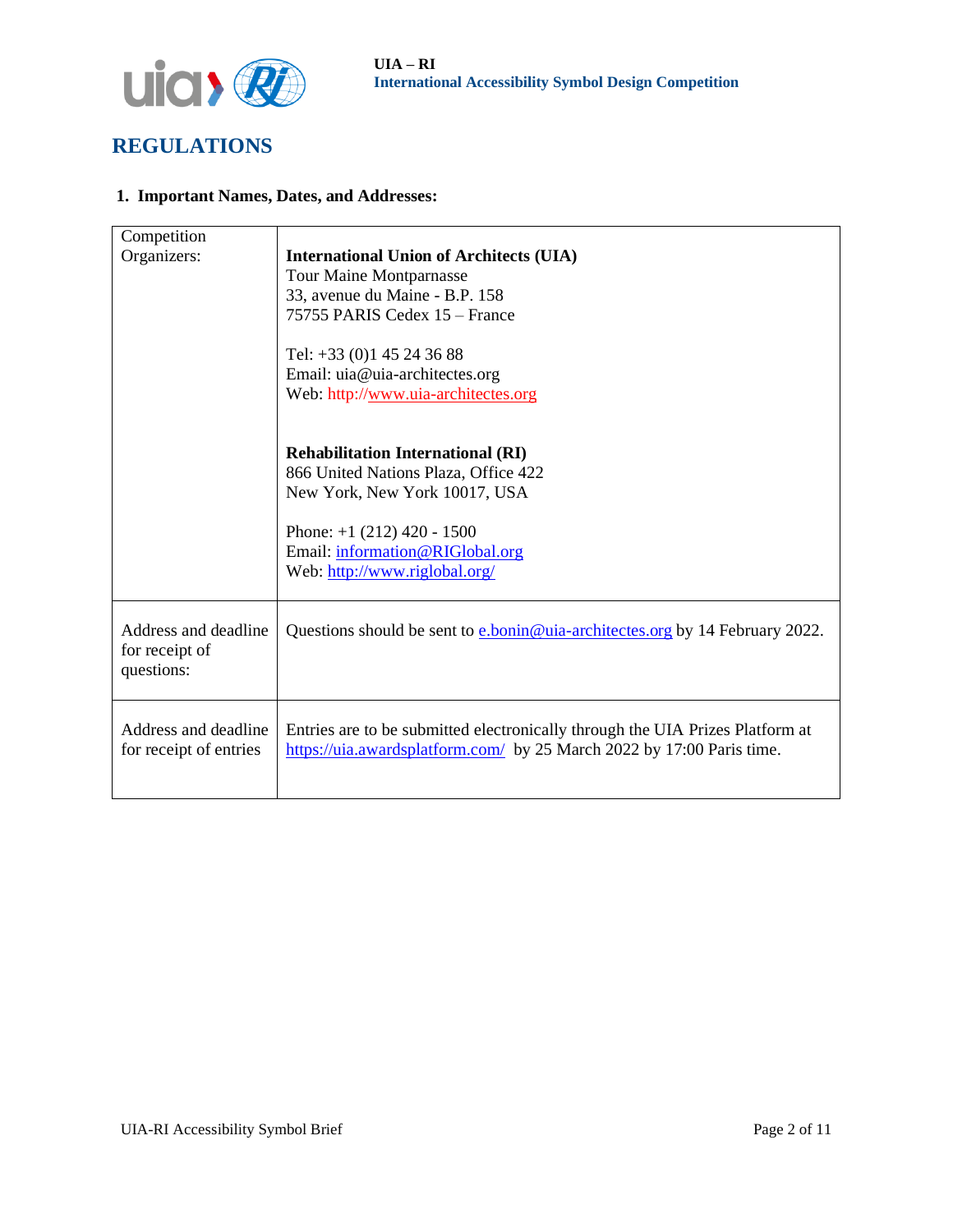# REGULATIONS

## 1. Important Names, Dates, and Addresses:

| | |
|---|---|
| Competition Organizers: | **International Union of Architects (UIA)**<br>Tour Maine Montparnasse<br>33, avenue du Maine - B.P. 158<br>75755 PARIS Cedex 15 – France<br><br>Tel: +33 (0)1 45 24 36 88<br>Email: uia@uia-architectes.org<br>Web: http://www.uia-architectes.org<br><br>**Rehabilitation International (RI)**<br>866 United Nations Plaza, Office 422<br>New York, New York 10017, USA<br><br>Phone: +1 (212) 420 - 1500<br>Email: information@RIGlobal.org<br>Web: http://www.riglobal.org/ |
| Address and deadline for receipt of questions: | Questions should be sent to e.bonin@uia-architectes.org by 14 February 2022. |
| Address and deadline for receipt of entries | Entries are to be submitted electronically through the UIA Prizes Platform at https://uia.awardsplatform.com/ by 25 March 2022 by 17:00 Paris time. |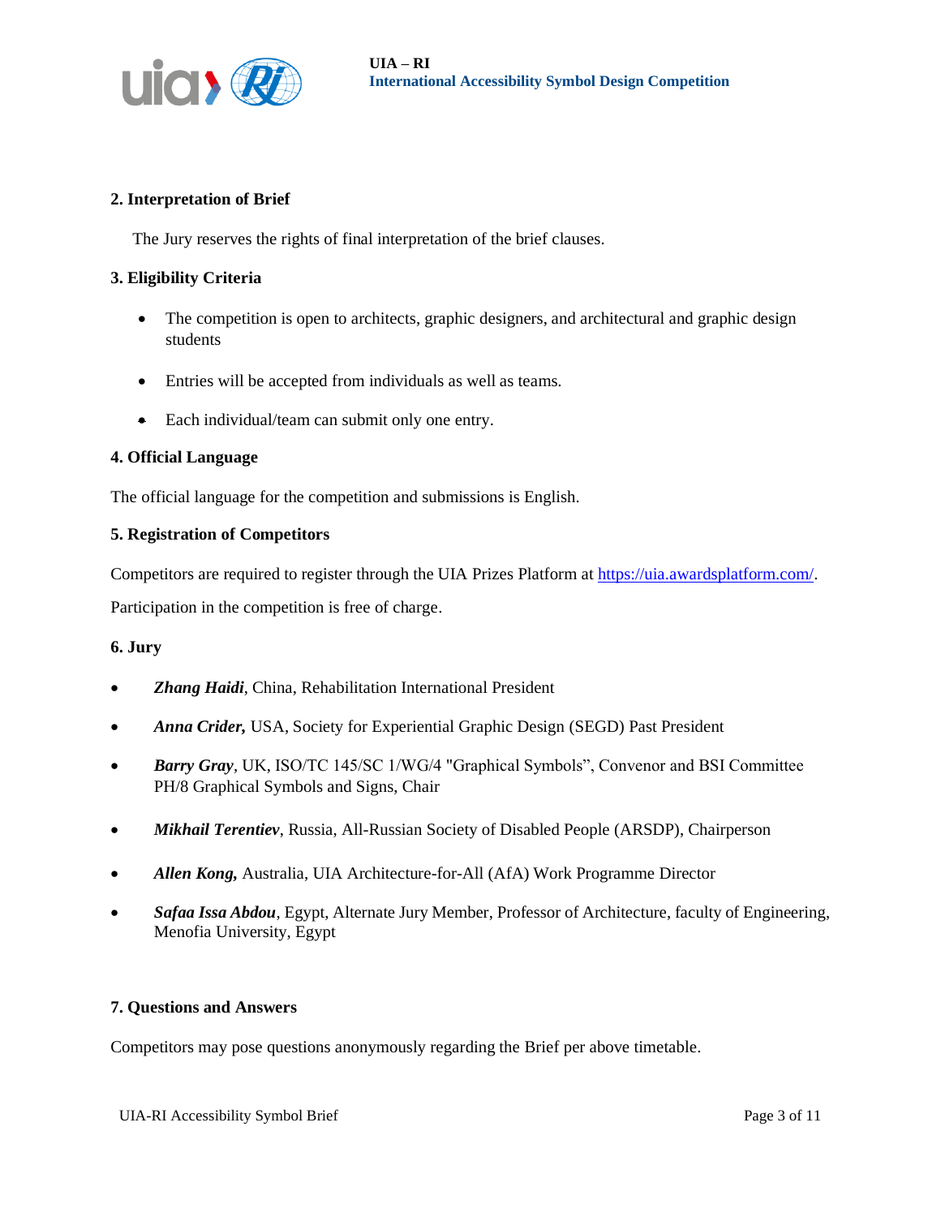## 2. Interpretation of Brief

The Jury reserves the rights of final interpretation of the brief clauses.

## 3. Eligibility Criteria

- The competition is open to architects, graphic designers, and architectural and graphic design students
- Entries will be accepted from individuals as well as teams.
- Each individual/team can submit only one entry.

## 4. Official Language

The official language for the competition and submissions is English.

## 5. Registration of Competitors

Competitors are required to register through the UIA Prizes Platform at [https://uia.awardsplatform.com/](https://uia.awardsplatform.com/).

Participation in the competition is free of charge.

## 6. Jury

- ***Zhang Haidi***, China, Rehabilitation International President
- ***Anna Crider,*** USA, Society for Experiential Graphic Design (SEGD) Past President
- ***Barry Gray***, UK, ISO/TC 145/SC 1/WG/4 "Graphical Symbols", Convenor and BSI Committee PH/8 Graphical Symbols and Signs, Chair
- ***Mikhail Terentiev***, Russia, All-Russian Society of Disabled People (ARSDP), Chairperson
- ***Allen Kong,*** Australia, UIA Architecture-for-All (AfA) Work Programme Director
- ***Safaa Issa Abdou***, Egypt, Alternate Jury Member, Professor of Architecture, faculty of Engineering, Menofia University, Egypt

## 7. Questions and Answers

Competitors may pose questions anonymously regarding the Brief per above timetable.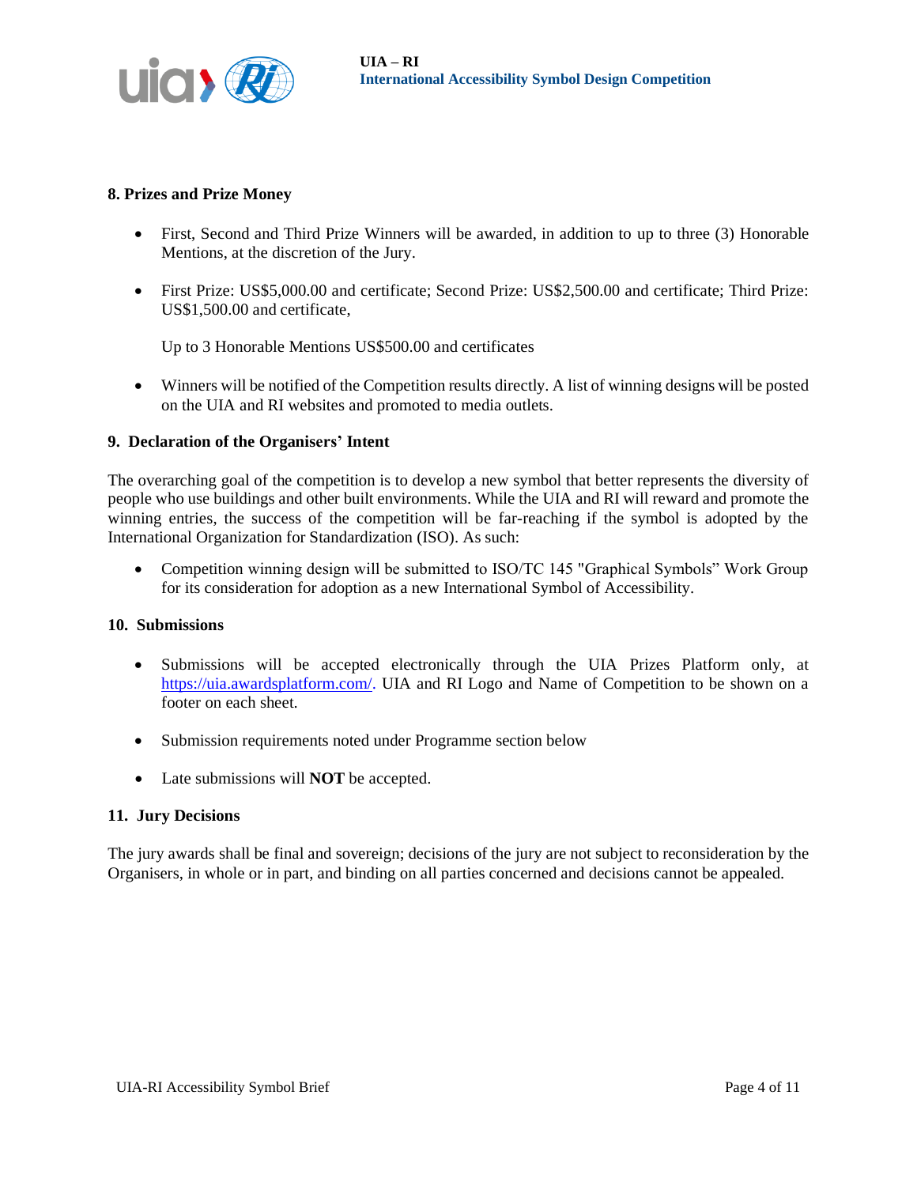## 8. Prizes and Prize Money

- First, Second and Third Prize Winners will be awarded, in addition to up to three (3) Honorable Mentions, at the discretion of the Jury.
- First Prize: US$5,000.00 and certificate; Second Prize: US$2,500.00 and certificate; Third Prize: US$1,500.00 and certificate,

  Up to 3 Honorable Mentions US$500.00 and certificates

- Winners will be notified of the Competition results directly. A list of winning designs will be posted on the UIA and RI websites and promoted to media outlets.

## 9. Declaration of the Organisers' Intent

The overarching goal of the competition is to develop a new symbol that better represents the diversity of people who use buildings and other built environments. While the UIA and RI will reward and promote the winning entries, the success of the competition will be far-reaching if the symbol is adopted by the International Organization for Standardization (ISO). As such:

- Competition winning design will be submitted to ISO/TC 145 "Graphical Symbols" Work Group for its consideration for adoption as a new International Symbol of Accessibility.

## 10. Submissions

- Submissions will be accepted electronically through the UIA Prizes Platform only, at https://uia.awardsplatform.com/. UIA and RI Logo and Name of Competition to be shown on a footer on each sheet.
- Submission requirements noted under Programme section below
- Late submissions will **NOT** be accepted.

## 11. Jury Decisions

The jury awards shall be final and sovereign; decisions of the jury are not subject to reconsideration by the Organisers, in whole or in part, and binding on all parties concerned and decisions cannot be appealed.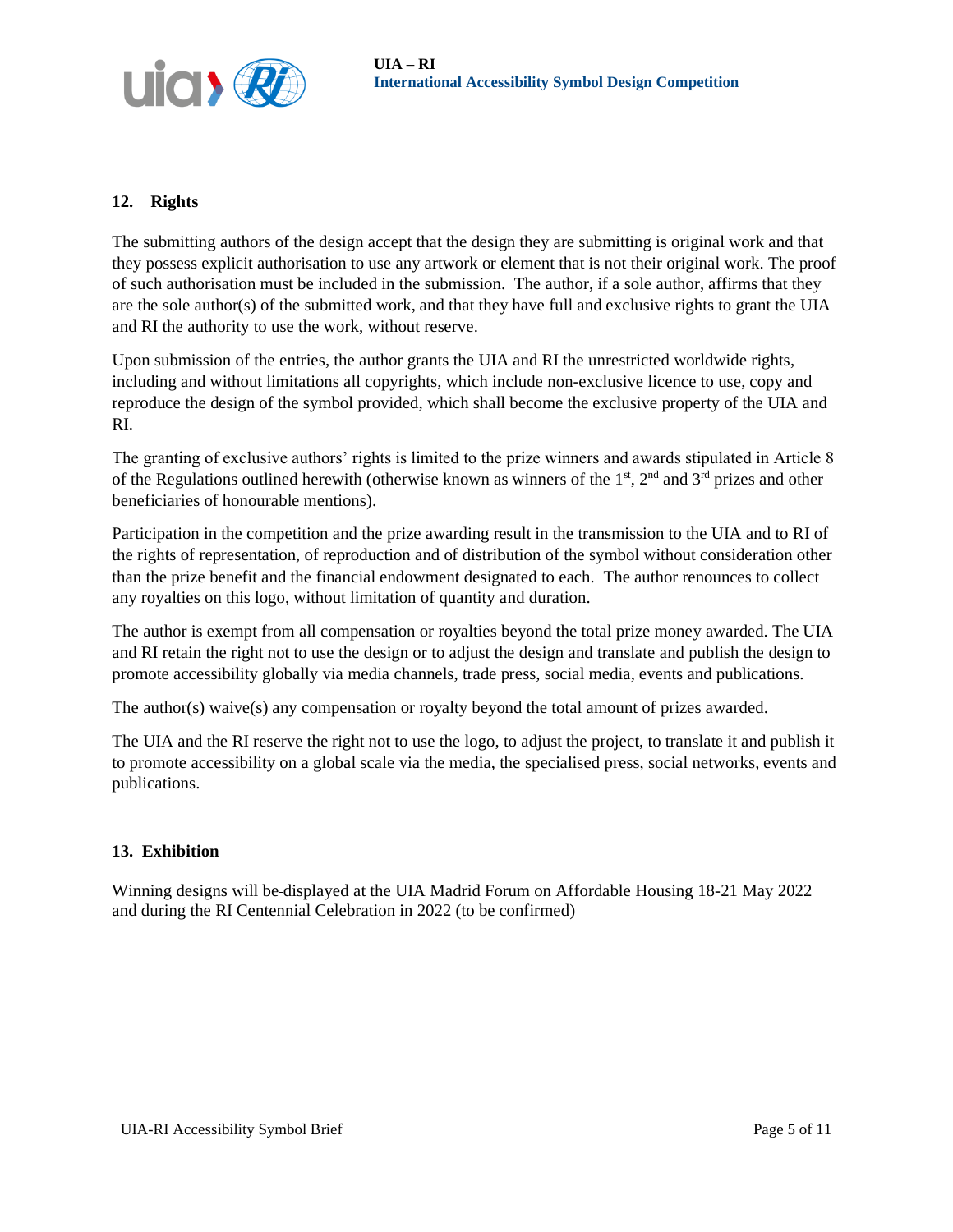## 12. Rights

The submitting authors of the design accept that the design they are submitting is original work and that they possess explicit authorisation to use any artwork or element that is not their original work. The proof of such authorisation must be included in the submission. The author, if a sole author, affirms that they are the sole author(s) of the submitted work, and that they have full and exclusive rights to grant the UIA and RI the authority to use the work, without reserve.

Upon submission of the entries, the author grants the UIA and RI the unrestricted worldwide rights, including and without limitations all copyrights, which include non-exclusive licence to use, copy and reproduce the design of the symbol provided, which shall become the exclusive property of the UIA and RI.

The granting of exclusive authors' rights is limited to the prize winners and awards stipulated in Article 8 of the Regulations outlined herewith (otherwise known as winners of the 1st, 2nd and 3rd prizes and other beneficiaries of honourable mentions).

Participation in the competition and the prize awarding result in the transmission to the UIA and to RI of the rights of representation, of reproduction and of distribution of the symbol without consideration other than the prize benefit and the financial endowment designated to each. The author renounces to collect any royalties on this logo, without limitation of quantity and duration.

The author is exempt from all compensation or royalties beyond the total prize money awarded. The UIA and RI retain the right not to use the design or to adjust the design and translate and publish the design to promote accessibility globally via media channels, trade press, social media, events and publications.

The author(s) waive(s) any compensation or royalty beyond the total amount of prizes awarded.

The UIA and the RI reserve the right not to use the logo, to adjust the project, to translate it and publish it to promote accessibility on a global scale via the media, the specialised press, social networks, events and publications.

## 13. Exhibition

Winning designs will be displayed at the UIA Madrid Forum on Affordable Housing 18-21 May 2022 and during the RI Centennial Celebration in 2022 (to be confirmed)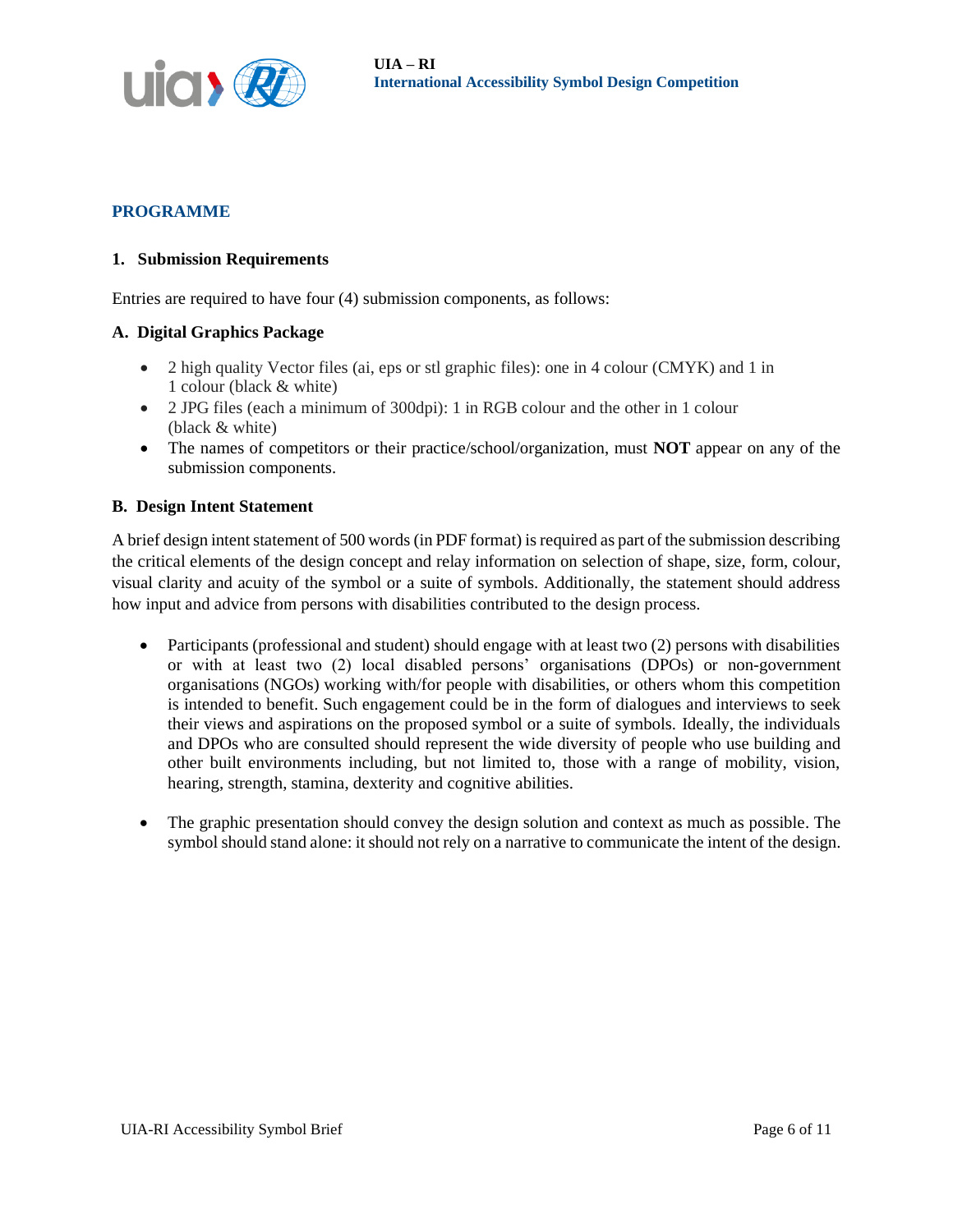## PROGRAMME

### 1. Submission Requirements

Entries are required to have four (4) submission components, as follows:

### A. Digital Graphics Package

- 2 high quality Vector files (ai, eps or stl graphic files): one in 4 colour (CMYK) and 1 in 1 colour (black & white)
- 2 JPG files (each a minimum of 300dpi): 1 in RGB colour and the other in 1 colour (black & white)
- The names of competitors or their practice/school/organization, must **NOT** appear on any of the submission components.

### B. Design Intent Statement

A brief design intent statement of 500 words (in PDF format) is required as part of the submission describing the critical elements of the design concept and relay information on selection of shape, size, form, colour, visual clarity and acuity of the symbol or a suite of symbols. Additionally, the statement should address how input and advice from persons with disabilities contributed to the design process.

- Participants (professional and student) should engage with at least two (2) persons with disabilities or with at least two (2) local disabled persons' organisations (DPOs) or non-government organisations (NGOs) working with/for people with disabilities, or others whom this competition is intended to benefit. Such engagement could be in the form of dialogues and interviews to seek their views and aspirations on the proposed symbol or a suite of symbols. Ideally, the individuals and DPOs who are consulted should represent the wide diversity of people who use building and other built environments including, but not limited to, those with a range of mobility, vision, hearing, strength, stamina, dexterity and cognitive abilities.

- The graphic presentation should convey the design solution and context as much as possible. The symbol should stand alone: it should not rely on a narrative to communicate the intent of the design.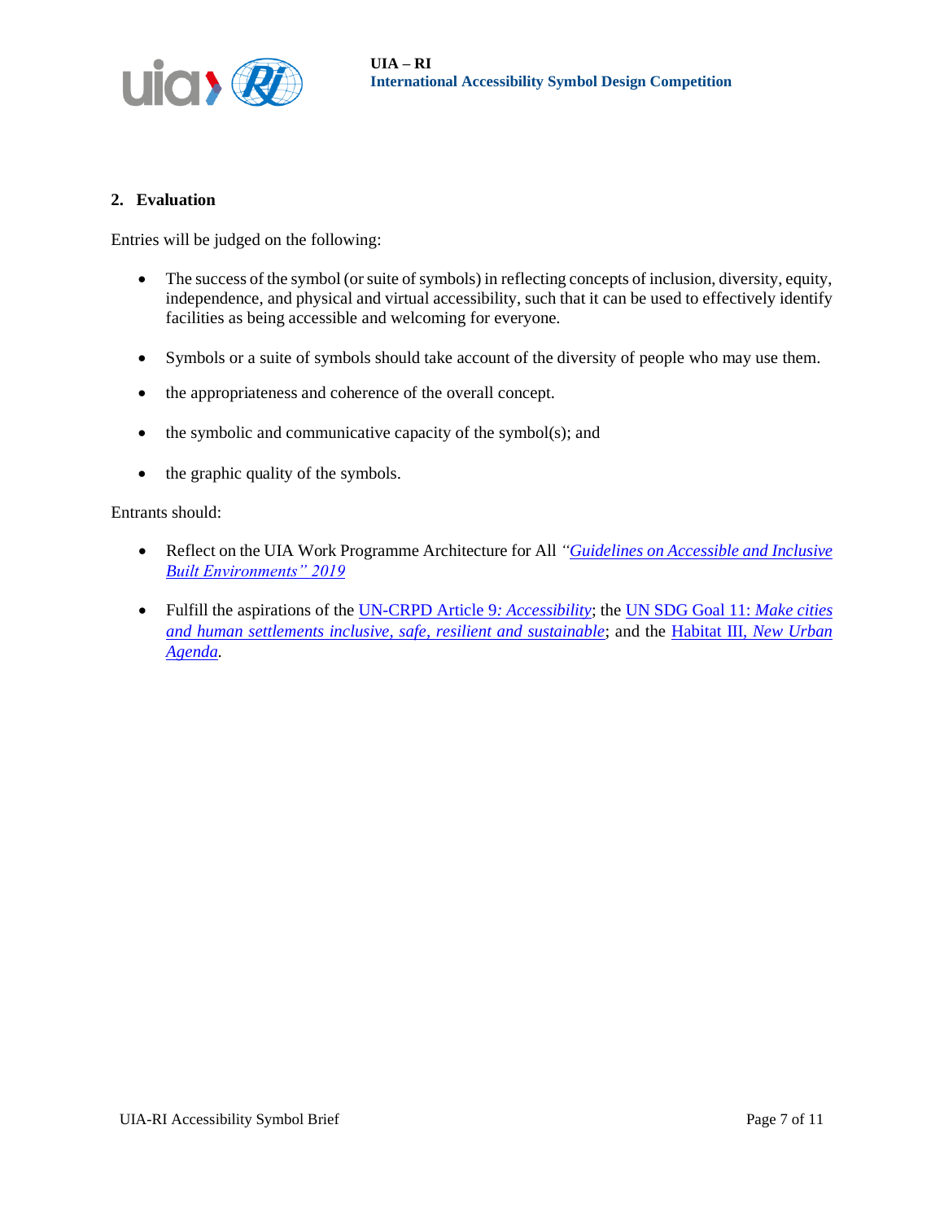## 2. Evaluation

Entries will be judged on the following:

- The success of the symbol (or suite of symbols) in reflecting concepts of inclusion, diversity, equity, independence, and physical and virtual accessibility, such that it can be used to effectively identify facilities as being accessible and welcoming for everyone.
- Symbols or a suite of symbols should take account of the diversity of people who may use them.
- the appropriateness and coherence of the overall concept.
- the symbolic and communicative capacity of the symbol(s); and
- the graphic quality of the symbols.

Entrants should:

- Reflect on the UIA Work Programme Architecture for All *"Guidelines on Accessible and Inclusive Built Environments" 2019*
- Fulfill the aspirations of the UN-CRPD Article 9*: Accessibility*; the UN SDG Goal 11: *Make cities and human settlements inclusive, safe, resilient and sustainable*; and the Habitat III, *New Urban Agenda*.